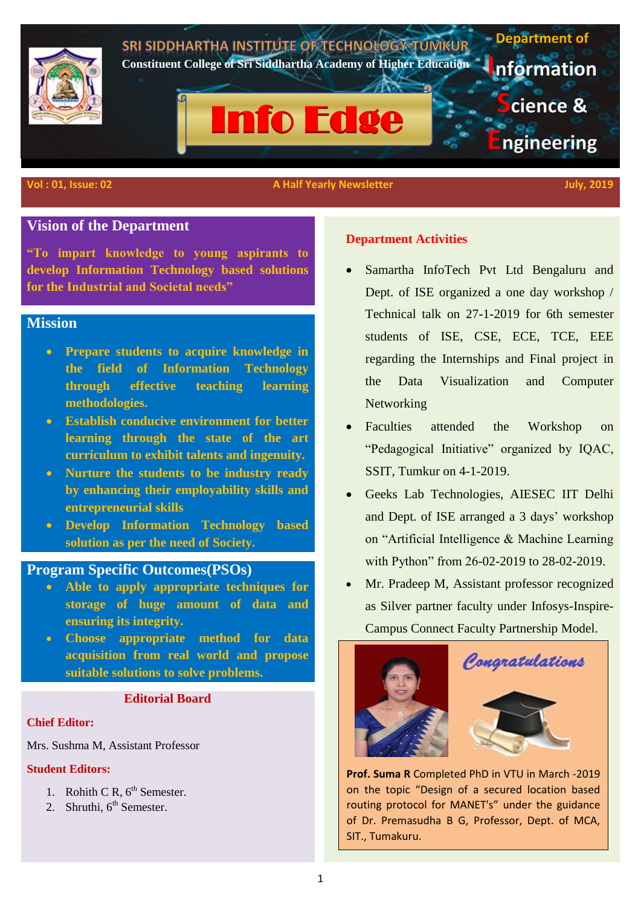SRI SIDDHARTHA INSTITUTE OF TECHNOLOGY-TUMKUR

Constituent College of Sri Siddhartha Academy of Higher Education

# Info Edge

Department of Information Science & Engineering

Vol : 01, Issue: 02 | A Half Yearly Newsletter | July, 2019

## Vision of the Department

**"To impart knowledge to young aspirants to develop Information Technology based solutions for the Industrial and Societal needs"**

## Mission

- **Prepare students to acquire knowledge in the field of Information Technology through effective teaching learning methodologies.**
- **Establish conducive environment for better learning through the state of the art curriculum to exhibit talents and ingenuity.**
- **Nurture the students to be industry ready by enhancing their employability skills and entrepreneurial skills**
- **Develop Information Technology based solution as per the need of Society.**

## Program Specific Outcomes(PSOs)

- **Able to apply appropriate techniques for storage of huge amount of data and ensuring its integrity.**
- **Choose appropriate method for data acquisition from real world and propose suitable solutions to solve problems.**

## Editorial Board

**Chief Editor:**

Mrs. Sushma M, Assistant Professor

**Student Editors:**

1. Rohith C R, $6^{th}$ Semester.
2. Shruthi, $6^{th}$ Semester.

## Department Activities

- Samartha InfoTech Pvt Ltd Bengaluru and Dept. of ISE organized a one day workshop / Technical talk on 27-1-2019 for 6th semester students of ISE, CSE, ECE, TCE, EEE regarding the Internships and Final project in the Data Visualization and Computer Networking
- Faculties attended the Workshop on "Pedagogical Initiative" organized by IQAC, SSIT, Tumkur on 4-1-2019.
- Geeks Lab Technologies, AIESEC IIT Delhi and Dept. of ISE arranged a 3 days' workshop on "Artificial Intelligence & Machine Learning with Python" from 26-02-2019 to 28-02-2019.
- Mr. Pradeep M, Assistant professor recognized as Silver partner faculty under Infosys-Inspire-Campus Connect Faculty Partnership Model.

*Congratulations*

**Prof. Suma R** Completed PhD in VTU in March -2019 on the topic "Design of a secured location based routing protocol for MANET's" under the guidance of Dr. Premasudha B G, Professor, Dept. of MCA, SIT., Tumakuru.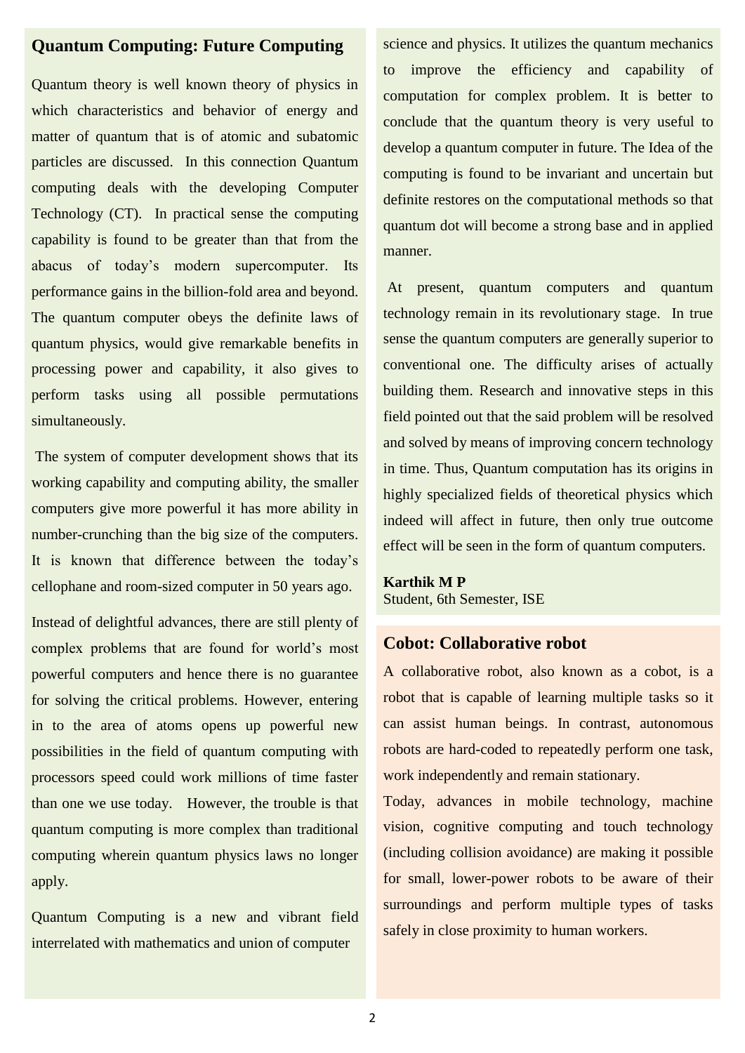## Quantum Computing: Future Computing

Quantum theory is well known theory of physics in which characteristics and behavior of energy and matter of quantum that is of atomic and subatomic particles are discussed. In this connection Quantum computing deals with the developing Computer Technology (CT). In practical sense the computing capability is found to be greater than that from the abacus of today's modern supercomputer. Its performance gains in the billion-fold area and beyond. The quantum computer obeys the definite laws of quantum physics, would give remarkable benefits in processing power and capability, it also gives to perform tasks using all possible permutations simultaneously.

The system of computer development shows that its working capability and computing ability, the smaller computers give more powerful it has more ability in number-crunching than the big size of the computers. It is known that difference between the today's cellophane and room-sized computer in 50 years ago.

Instead of delightful advances, there are still plenty of complex problems that are found for world's most powerful computers and hence there is no guarantee for solving the critical problems. However, entering in to the area of atoms opens up powerful new possibilities in the field of quantum computing with processors speed could work millions of time faster than one we use today. However, the trouble is that quantum computing is more complex than traditional computing wherein quantum physics laws no longer apply.

Quantum Computing is a new and vibrant field interrelated with mathematics and union of computer science and physics. It utilizes the quantum mechanics to improve the efficiency and capability of computation for complex problem. It is better to conclude that the quantum theory is very useful to develop a quantum computer in future. The Idea of the computing is found to be invariant and uncertain but definite restores on the computational methods so that quantum dot will become a strong base and in applied manner.

At present, quantum computers and quantum technology remain in its revolutionary stage. In true sense the quantum computers are generally superior to conventional one. The difficulty arises of actually building them. Research and innovative steps in this field pointed out that the said problem will be resolved and solved by means of improving concern technology in time. Thus, Quantum computation has its origins in highly specialized fields of theoretical physics which indeed will affect in future, then only true outcome effect will be seen in the form of quantum computers.

**Karthik M P**
Student, 6th Semester, ISE

## Cobot: Collaborative robot

A collaborative robot, also known as a cobot, is a robot that is capable of learning multiple tasks so it can assist human beings. In contrast, autonomous robots are hard-coded to repeatedly perform one task, work independently and remain stationary.

Today, advances in mobile technology, machine vision, cognitive computing and touch technology (including collision avoidance) are making it possible for small, lower-power robots to be aware of their surroundings and perform multiple types of tasks safely in close proximity to human workers.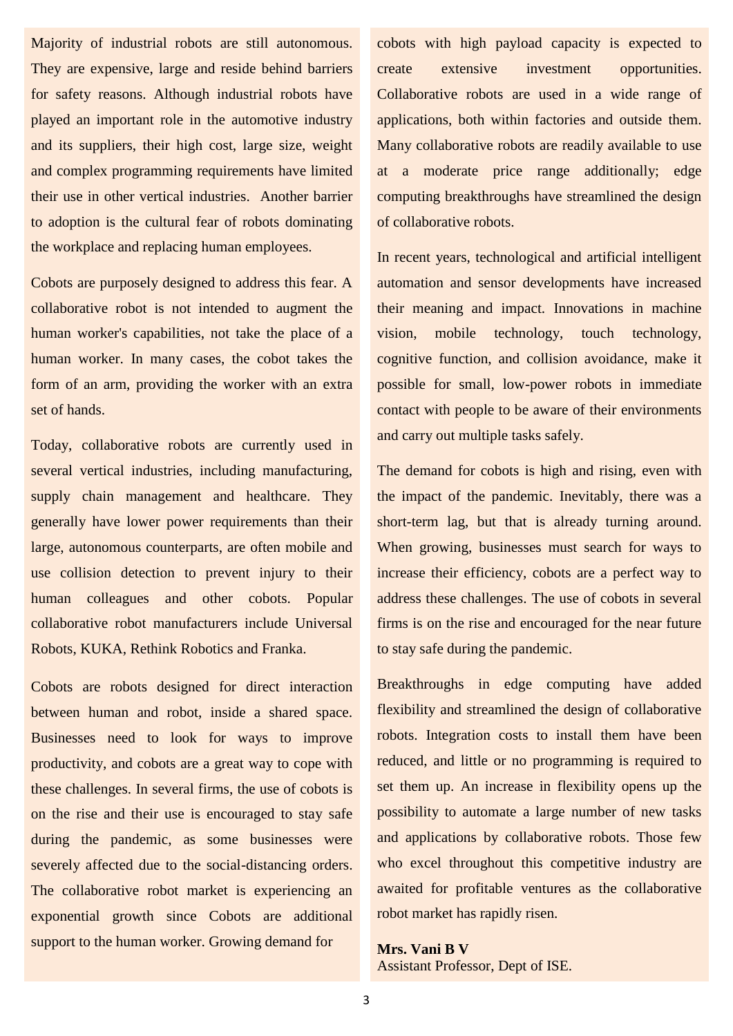Majority of industrial robots are still autonomous. They are expensive, large and reside behind barriers for safety reasons. Although industrial robots have played an important role in the automotive industry and its suppliers, their high cost, large size, weight and complex programming requirements have limited their use in other vertical industries. Another barrier to adoption is the cultural fear of robots dominating the workplace and replacing human employees.

Cobots are purposely designed to address this fear. A collaborative robot is not intended to augment the human worker's capabilities, not take the place of a human worker. In many cases, the cobot takes the form of an arm, providing the worker with an extra set of hands.

Today, collaborative robots are currently used in several vertical industries, including manufacturing, supply chain management and healthcare. They generally have lower power requirements than their large, autonomous counterparts, are often mobile and use collision detection to prevent injury to their human colleagues and other cobots. Popular collaborative robot manufacturers include Universal Robots, KUKA, Rethink Robotics and Franka.

Cobots are robots designed for direct interaction between human and robot, inside a shared space. Businesses need to look for ways to improve productivity, and cobots are a great way to cope with these challenges. In several firms, the use of cobots is on the rise and their use is encouraged to stay safe during the pandemic, as some businesses were severely affected due to the social-distancing orders. The collaborative robot market is experiencing an exponential growth since Cobots are additional support to the human worker. Growing demand for cobots with high payload capacity is expected to create extensive investment opportunities. Collaborative robots are used in a wide range of applications, both within factories and outside them. Many collaborative robots are readily available to use at a moderate price range additionally; edge computing breakthroughs have streamlined the design of collaborative robots.

In recent years, technological and artificial intelligent automation and sensor developments have increased their meaning and impact. Innovations in machine vision, mobile technology, touch technology, cognitive function, and collision avoidance, make it possible for small, low-power robots in immediate contact with people to be aware of their environments and carry out multiple tasks safely.

The demand for cobots is high and rising, even with the impact of the pandemic. Inevitably, there was a short-term lag, but that is already turning around. When growing, businesses must search for ways to increase their efficiency, cobots are a perfect way to address these challenges. The use of cobots in several firms is on the rise and encouraged for the near future to stay safe during the pandemic.

Breakthroughs in edge computing have added flexibility and streamlined the design of collaborative robots. Integration costs to install them have been reduced, and little or no programming is required to set them up. An increase in flexibility opens up the possibility to automate a large number of new tasks and applications by collaborative robots. Those few who excel throughout this competitive industry are awaited for profitable ventures as the collaborative robot market has rapidly risen.

**Mrs. Vani B V**
Assistant Professor, Dept of ISE.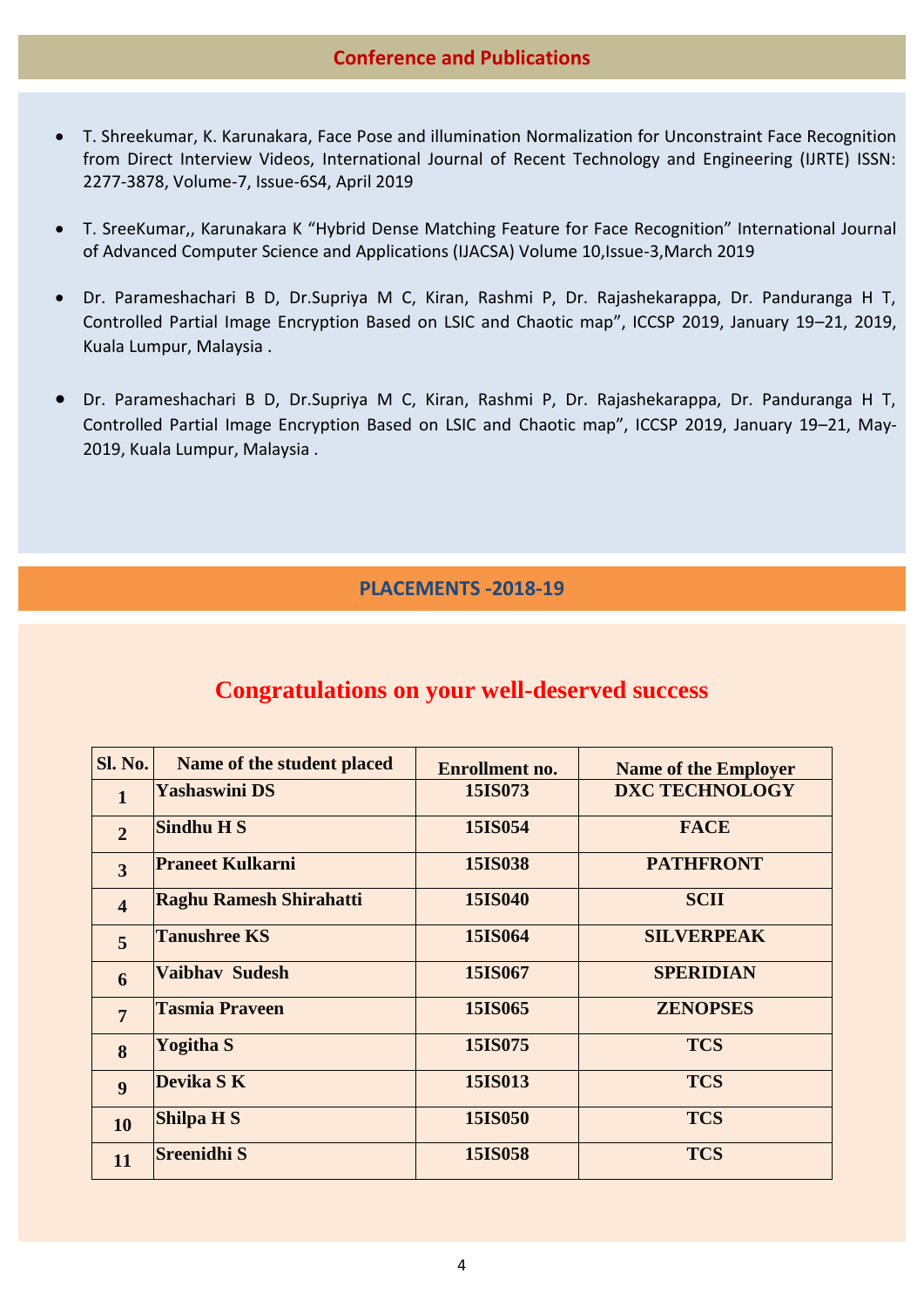## Conference and Publications

- T. Shreekumar, K. Karunakara, Face Pose and illumination Normalization for Unconstraint Face Recognition from Direct Interview Videos, International Journal of Recent Technology and Engineering (IJRTE) ISSN: 2277-3878, Volume-7, Issue-6S4, April 2019
- T. SreeKumar,, Karunakara K "Hybrid Dense Matching Feature for Face Recognition" International Journal of Advanced Computer Science and Applications (IJACSA) Volume 10,Issue-3,March 2019
- Dr. Parameshachari B D, Dr.Supriya M C, Kiran, Rashmi P, Dr. Rajashekarappa, Dr. Panduranga H T, Controlled Partial Image Encryption Based on LSIC and Chaotic map", ICCSP 2019, January 19–21, 2019, Kuala Lumpur, Malaysia .
- Dr. Parameshachari B D, Dr.Supriya M C, Kiran, Rashmi P, Dr. Rajashekarappa, Dr. Panduranga H T, Controlled Partial Image Encryption Based on LSIC and Chaotic map", ICCSP 2019, January 19–21, May-2019, Kuala Lumpur, Malaysia .

## PLACEMENTS -2018-19

### Congratulations on your well-deserved success

| Sl. No. | Name of the student placed | Enrollment no. | Name of the Employer |
|---|---|---|---|
| 1 | Yashaswini DS | 15IS073 | DXC TECHNOLOGY |
| 2 | Sindhu H S | 15IS054 | FACE |
| 3 | Praneet Kulkarni | 15IS038 | PATHFRONT |
| 4 | Raghu Ramesh Shirahatti | 15IS040 | SCII |
| 5 | Tanushree KS | 15IS064 | SILVERPEAK |
| 6 | Vaibhav Sudesh | 15IS067 | SPERIDIAN |
| 7 | Tasmia Praveen | 15IS065 | ZENOPSES |
| 8 | Yogitha S | 15IS075 | TCS |
| 9 | Devika S K | 15IS013 | TCS |
| 10 | Shilpa H S | 15IS050 | TCS |
| 11 | Sreenidhi S | 15IS058 | TCS |